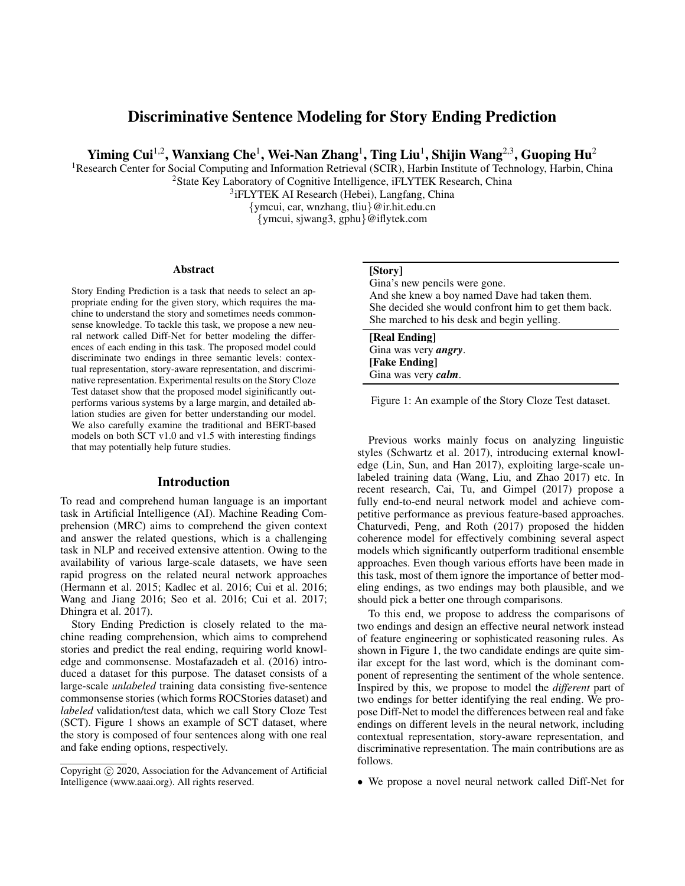# Discriminative Sentence Modeling for Story Ending Prediction

**Yiming Cui[1,2], Wanxiang Che[1], Wei-Nan Zhang[1], Ting Liu[1], Shijin Wang[2,3], Guoping Hu[2]**

[1]Research Center for Social Computing and Information Retrieval (SCIR), Harbin Institute of Technology, Harbin, China
[2]State Key Laboratory of Cognitive Intelligence, iFLYTEK Research, China
[3]iFLYTEK AI Research (Hebei), Langfang, China
{ymcui, car, wnzhang, tliu}@ir.hit.edu.cn
{ymcui, sjwang3, gphu}@iflytek.com

## Abstract

Story Ending Prediction is a task that needs to select an appropriate ending for the given story, which requires the machine to understand the story and sometimes needs commonsense knowledge. To tackle this task, we propose a new neural network called Diff-Net for better modeling the differences of each ending in this task. The proposed model could discriminate two endings in three semantic levels: contextual representation, story-aware representation, and discriminative representation. Experimental results on the Story Cloze Test dataset show that the proposed model siginificantly outperforms various systems by a large margin, and detailed ablation studies are given for better understanding our model. We also carefully examine the traditional and BERT-based models on both SCT v1.0 and v1.5 with interesting findings that may potentially help future studies.

## Introduction

To read and comprehend human language is an important task in Artificial Intelligence (AI). Machine Reading Comprehension (MRC) aims to comprehend the given context and answer the related questions, which is a challenging task in NLP and received extensive attention. Owing to the availability of various large-scale datasets, we have seen rapid progress on the related neural network approaches (Hermann et al. 2015; Kadlec et al. 2016; Cui et al. 2016; Wang and Jiang 2016; Seo et al. 2016; Cui et al. 2017; Dhingra et al. 2017).

Story Ending Prediction is closely related to the machine reading comprehension, which aims to comprehend stories and predict the real ending, requiring world knowledge and commonsense. Mostafazadeh et al. (2016) introduced a dataset for this purpose. The dataset consists of a large-scale *unlabeled* training data consisting five-sentence commonsense stories (which forms ROCStories dataset) and *labeled* validation/test data, which we call Story Cloze Test (SCT). Figure 1 shows an example of SCT dataset, where the story is composed of four sentences along with one real and fake ending options, respectively.

**[Story]**
Gina's new pencils were gone.
And she knew a boy named Dave had taken them.
She decided she would confront him to get them back.
She marched to his desk and begin yelling.

**[Real Ending]**
Gina was very ***angry***.
**[Fake Ending]**
Gina was very ***calm***.

Figure 1: An example of the Story Cloze Test dataset.

Previous works mainly focus on analyzing linguistic styles (Schwartz et al. 2017), introducing external knowledge (Lin, Sun, and Han 2017), exploiting large-scale unlabeled training data (Wang, Liu, and Zhao 2017) etc. In recent research, Cai, Tu, and Gimpel (2017) propose a fully end-to-end neural network model and achieve competitive performance as previous feature-based approaches. Chaturvedi, Peng, and Roth (2017) proposed the hidden coherence model for effectively combining several aspect models which significantly outperform traditional ensemble approaches. Even though various efforts have been made in this task, most of them ignore the importance of better modeling endings, as two endings may both plausible, and we should pick a better one through comparisons.

To this end, we propose to address the comparisons of two endings and design an effective neural network instead of feature engineering or sophisticated reasoning rules. As shown in Figure 1, the two candidate endings are quite similar except for the last word, which is the dominant component of representing the sentiment of the whole sentence. Inspired by this, we propose to model the *different* part of two endings for better identifying the real ending. We propose Diff-Net to model the differences between real and fake endings on different levels in the neural network, including contextual representation, story-aware representation, and discriminative representation. The main contributions are as follows.

- We propose a novel neural network called Diff-Net for

Copyright © 2020, Association for the Advancement of Artificial Intelligence (www.aaai.org). All rights reserved.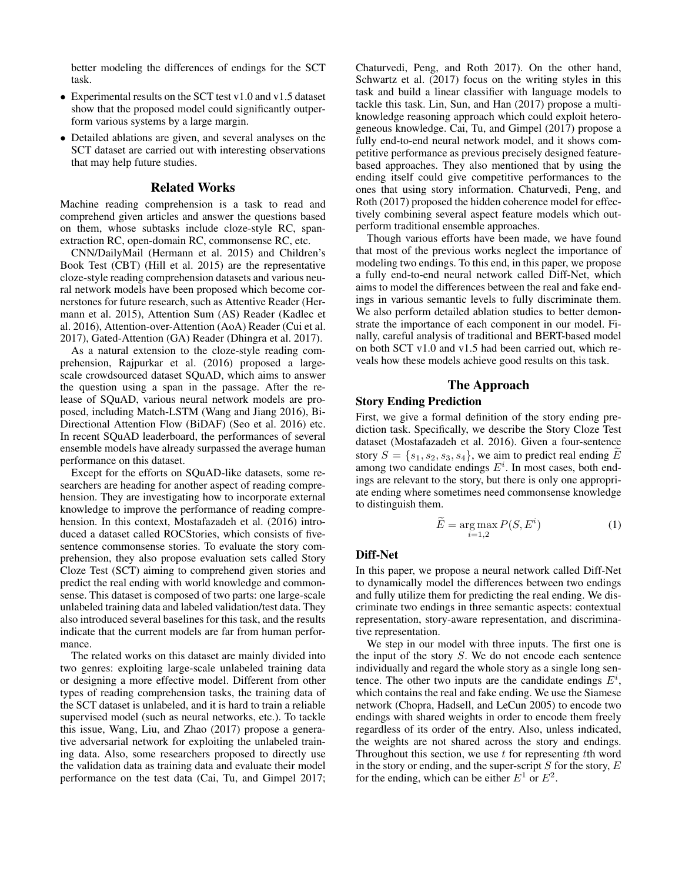better modeling the differences of endings for the SCT task.

- Experimental results on the SCT test v1.0 and v1.5 dataset show that the proposed model could significantly outperform various systems by a large margin.
- Detailed ablations are given, and several analyses on the SCT dataset are carried out with interesting observations that may help future studies.

## Related Works

Machine reading comprehension is a task to read and comprehend given articles and answer the questions based on them, whose subtasks include cloze-style RC, span-extraction RC, open-domain RC, commonsense RC, etc.

CNN/DailyMail (Hermann et al. 2015) and Children's Book Test (CBT) (Hill et al. 2015) are the representative cloze-style reading comprehension datasets and various neural network models have been proposed which become cornerstones for future research, such as Attentive Reader (Hermann et al. 2015), Attention Sum (AS) Reader (Kadlec et al. 2016), Attention-over-Attention (AoA) Reader (Cui et al. 2017), Gated-Attention (GA) Reader (Dhingra et al. 2017).

As a natural extension to the cloze-style reading comprehension, Rajpurkar et al. (2016) proposed a large-scale crowdsourced dataset SQuAD, which aims to answer the question using a span in the passage. After the release of SQuAD, various neural network models are proposed, including Match-LSTM (Wang and Jiang 2016), Bi-Directional Attention Flow (BiDAF) (Seo et al. 2016) etc. In recent SQuAD leaderboard, the performances of several ensemble models have already surpassed the average human performance on this dataset.

Except for the efforts on SQuAD-like datasets, some researchers are heading for another aspect of reading comprehension. They are investigating how to incorporate external knowledge to improve the performance of reading comprehension. In this context, Mostafazadeh et al. (2016) introduced a dataset called ROCStories, which consists of five-sentence commonsense stories. To evaluate the story comprehension, they also propose evaluation sets called Story Cloze Test (SCT) aiming to comprehend given stories and predict the real ending with world knowledge and commonsense. This dataset is composed of two parts: one large-scale unlabeled training data and labeled validation/test data. They also introduced several baselines for this task, and the results indicate that the current models are far from human performance.

The related works on this dataset are mainly divided into two genres: exploiting large-scale unlabeled training data or designing a more effective model. Different from other types of reading comprehension tasks, the training data of the SCT dataset is unlabeled, and it is hard to train a reliable supervised model (such as neural networks, etc.). To tackle this issue, Wang, Liu, and Zhao (2017) propose a generative adversarial network for exploiting the unlabeled training data. Also, some researchers proposed to directly use the validation data as training data and evaluate their model performance on the test data (Cai, Tu, and Gimpel 2017; Chaturvedi, Peng, and Roth 2017). On the other hand, Schwartz et al. (2017) focus on the writing styles in this task and build a linear classifier with language models to tackle this task. Lin, Sun, and Han (2017) propose a multi-knowledge reasoning approach which could exploit heterogeneous knowledge. Cai, Tu, and Gimpel (2017) propose a fully end-to-end neural network model, and it shows competitive performance as previous precisely designed feature-based approaches. They also mentioned that by using the ending itself could give competitive performances to the ones that using story information. Chaturvedi, Peng, and Roth (2017) proposed the hidden coherence model for effectively combining several aspect feature models which outperform traditional ensemble approaches.

Though various efforts have been made, we have found that most of the previous works neglect the importance of modeling two endings. To this end, in this paper, we propose a fully end-to-end neural network called Diff-Net, which aims to model the differences between the real and fake endings in various semantic levels to fully discriminate them. We also perform detailed ablation studies to better demonstrate the importance of each component in our model. Finally, careful analysis of traditional and BERT-based model on both SCT v1.0 and v1.5 had been carried out, which reveals how these models achieve good results on this task.

## The Approach

### Story Ending Prediction

First, we give a formal definition of the story ending prediction task. Specifically, we describe the Story Cloze Test dataset (Mostafazadeh et al. 2016). Given a four-sentence story $S = \{s_1, s_2, s_3, s_4\}$, we aim to predict real ending $\widetilde{E}$ among two candidate endings $E^i$. In most cases, both endings are relevant to the story, but there is only one appropriate ending where sometimes need commonsense knowledge to distinguish them.

$$\widetilde{E} = \underset{i=1,2}{\arg\max}\, P(S, E^i) \tag{1}$$

### Diff-Net

In this paper, we propose a neural network called Diff-Net to dynamically model the differences between two endings and fully utilize them for predicting the real ending. We discriminate two endings in three semantic aspects: contextual representation, story-aware representation, and discriminative representation.

We step in our model with three inputs. The first one is the input of the story $S$. We do not encode each sentence individually and regard the whole story as a single long sentence. The other two inputs are the candidate endings $E^i$, which contains the real and fake ending. We use the Siamese network (Chopra, Hadsell, and LeCun 2005) to encode two endings with shared weights in order to encode them freely regardless of its order of the entry. Also, unless indicated, the weights are not shared across the story and endings. Throughout this section, we use $t$ for representing $t$th word in the story or ending, and the super-script $S$ for the story, $E$ for the ending, which can be either $E^1$ or $E^2$.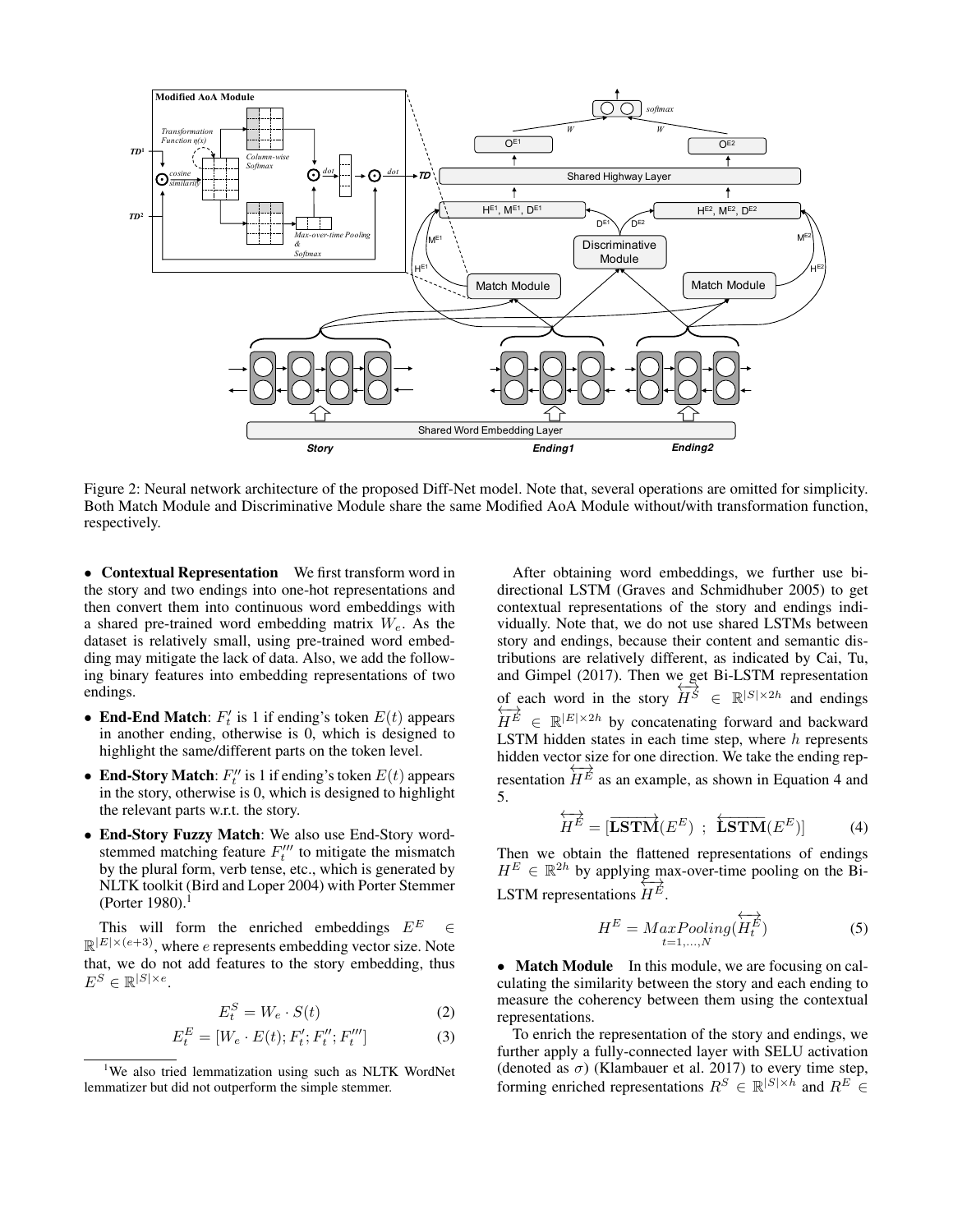Figure 2: Neural network architecture of the proposed Diff-Net model. Note that, several operations are omitted for simplicity. Both Match Module and Discriminative Module share the same Modified AoA Module without/with transformation function, respectively.

- **Contextual Representation** We first transform word in the story and two endings into one-hot representations and then convert them into continuous word embeddings with a shared pre-trained word embedding matrix $W_e$. As the dataset is relatively small, using pre-trained word embedding may mitigate the lack of data. Also, we add the following binary features into embedding representations of two endings.

- **End-End Match**: $F'_t$ is 1 if ending's token $E(t)$ appears in another ending, otherwise is 0, which is designed to highlight the same/different parts on the token level.
- **End-Story Match**: $F''_t$ is 1 if ending's token $E(t)$ appears in the story, otherwise is 0, which is designed to highlight the relevant parts w.r.t. the story.
- **End-Story Fuzzy Match**: We also use End-Story word-stemmed matching feature $F'''_t$ to mitigate the mismatch by the plural form, verb tense, etc., which is generated by NLTK toolkit (Bird and Loper 2004) with Porter Stemmer (Porter 1980).[1]

This will form the enriched embeddings $E^E \in \mathbb{R}^{|E| \times (e+3)}$, where $e$ represents embedding vector size. Note that, we do not add features to the story embedding, thus $E^S \in \mathbb{R}^{|S| \times e}$.

$$E_t^S = W_e \cdot S(t) \tag{2}$$

$$E_t^E = [W_e \cdot E(t); F'_t; F''_t; F'''_t] \tag{3}$$

[1]We also tried lemmatization using such as NLTK WordNet lemmatizer but did not outperform the simple stemmer.

After obtaining word embeddings, we further use bi-directional LSTM (Graves and Schmidhuber 2005) to get contextual representations of the story and endings individually. Note that, we do not use shared LSTMs between story and endings, because their content and semantic distributions are relatively different, as indicated by Cai, Tu, and Gimpel (2017). Then we get Bi-LSTM representation of each word in the story $\overleftrightarrow{H^S} \in \mathbb{R}^{|S| \times 2h}$ and endings $\overleftrightarrow{H^E} \in \mathbb{R}^{|E| \times 2h}$ by concatenating forward and backward LSTM hidden states in each time step, where $h$ represents hidden vector size for one direction. We take the ending representation $\overleftrightarrow{H^E}$ as an example, as shown in Equation 4 and 5.

$$\overleftrightarrow{H^E} = [\overrightarrow{\mathbf{LSTM}}(E^E) \ ; \ \overleftarrow{\mathbf{LSTM}}(E^E)] \tag{4}$$

Then we obtain the flattened representations of endings $H^E \in \mathbb{R}^{2h}$ by applying max-over-time pooling on the Bi-LSTM representations $\overleftrightarrow{H^E}$.

$$H^E = \underset{t=1,\ldots,N}{MaxPooling}(\overleftrightarrow{H_t^E}) \tag{5}$$

- **Match Module** In this module, we are focusing on calculating the similarity between the story and each ending to measure the coherency between them using the contextual representations.

To enrich the representation of the story and endings, we further apply a fully-connected layer with SELU activation (denoted as $\sigma$) (Klambauer et al. 2017) to every time step, forming enriched representations $R^S \in \mathbb{R}^{|S| \times h}$ and $R^E \in$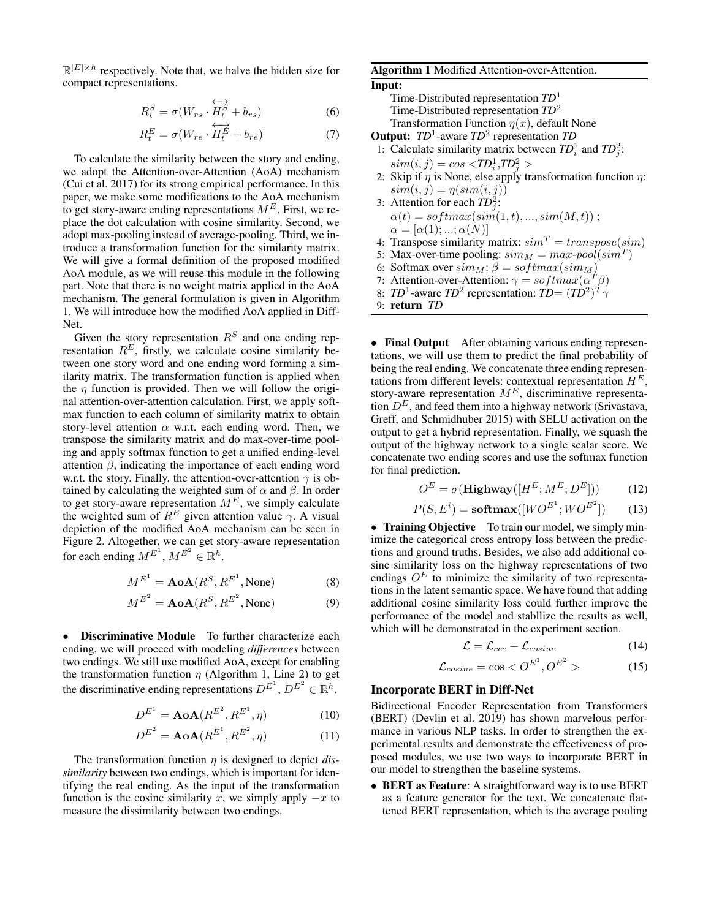$\mathbb{R}^{|E| \times h}$ respectively. Note that, we halve the hidden size for compact representations.

$$R^S_t = \sigma(W_{rs} \cdot \overleftrightarrow{H^S_t} + b_{rs}) \tag{6}$$

$$R^E_t = \sigma(W_{re} \cdot \overleftrightarrow{H^E_t} + b_{re}) \tag{7}$$

To calculate the similarity between the story and ending, we adopt the Attention-over-Attention (AoA) mechanism (Cui et al. 2017) for its strong empirical performance. In this paper, we make some modifications to the AoA mechanism to get story-aware ending representations $M^E$. First, we replace the dot calculation with cosine similarity. Second, we adopt max-pooling instead of average-pooling. Third, we introduce a transformation function for the similarity matrix. We will give a formal definition of the proposed modified AoA module, as we will reuse this module in the following part. Note that there is no weight matrix applied in the AoA mechanism. The general formulation is given in Algorithm 1. We will introduce how the modified AoA applied in Diff-Net.

Given the story representation $R^S$ and one ending representation $R^E$, firstly, we calculate cosine similarity between one story word and one ending word forming a similarity matrix. The transformation function is applied when the $\eta$ function is provided. Then we will follow the original attention-over-attention calculation. First, we apply softmax function to each column of similarity matrix to obtain story-level attention $\alpha$ w.r.t. each ending word. Then, we transpose the similarity matrix and do max-over-time pooling and apply softmax function to get a unified ending-level attention $\beta$, indicating the importance of each ending word w.r.t. the story. Finally, the attention-over-attention $\gamma$ is obtained by calculating the weighted sum of $\alpha$ and $\beta$. In order to get story-aware representation $M^E$, we simply calculate the weighted sum of $R^E$ given attention value $\gamma$. A visual depiction of the modified AoA mechanism can be seen in Figure 2. Altogether, we can get story-aware representation for each ending $M^{E^1}$, $M^{E^2} \in \mathbb{R}^h$.

$$M^{E^1} = \textbf{AoA}(R^S, R^{E^1}, \text{None}) \tag{8}$$

$$M^{E^2} = \textbf{AoA}(R^S, R^{E^2}, \text{None}) \tag{9}$$

- **Discriminative Module** To further characterize each ending, we will proceed with modeling *differences* between two endings. We still use modified AoA, except for enabling the transformation function $\eta$ (Algorithm 1, Line 2) to get the discriminative ending representations $D^{E^1}$, $D^{E^2} \in \mathbb{R}^h$.

$$D^{E^1} = \textbf{AoA}(R^{E^2}, R^{E^1}, \eta) \tag{10}$$

$$D^{E^2} = \textbf{AoA}(R^{E^1}, R^{E^2}, \eta) \tag{11}$$

The transformation function $\eta$ is designed to depict *dissimilarity* between two endings, which is important for identifying the real ending. As the input of the transformation function is the cosine similarity $x$, we simply apply $-x$ to measure the dissimilarity between two endings.

**Algorithm 1** Modified Attention-over-Attention.

**Input:**
Time-Distributed representation $TD^1$
Time-Distributed representation $TD^2$
Transformation Function $\eta(x)$, default None

**Output:** $TD^1$-aware $TD^2$ representation $TD$

1: Calculate similarity matrix between $TD^1_i$ and $TD^2_j$: $sim(i,j) = cos < TD^1_i, TD^2_j >$
2: Skip if $\eta$ is None, else apply transformation function $\eta$: $sim(i,j) = \eta(sim(i,j))$
3: Attention for each $TD^2_j$: $\alpha(t) = softmax(sim(1,t), ..., sim(M,t))$ ; $\alpha = [\alpha(1); ...; \alpha(N)]$
4: Transpose similarity matrix: $sim^T = transpose(sim)$
5: Max-over-time pooling: $sim_M = max\text{-}pool(sim^T)$
6: Softmax over $sim_M$: $\beta = softmax(sim_M)$
7: Attention-over-Attention: $\gamma = softmax(\alpha^T\beta)$
8: $TD^1$-aware $TD^2$ representation: $TD = (TD^2)^T\gamma$
9: **return** $TD$

- **Final Output** After obtaining various ending representations, we will use them to predict the final probability of being the real ending. We concatenate three ending representations from different levels: contextual representation $H^E$, story-aware representation $M^E$, discriminative representation $D^E$, and feed them into a highway network (Srivastava, Greff, and Schmidhuber 2015) with SELU activation on the output to get a hybrid representation. Finally, we squash the output of the highway network to a single scalar score. We concatenate two ending scores and use the softmax function for final prediction.

$$O^E = \sigma(\textbf{Highway}([H^E; M^E; D^E])) \tag{12}$$

$$P(S, E^i) = \textbf{softmax}([WO^{E^1}; WO^{E^2}]) \tag{13}$$

- **Training Objective** To train our model, we simply minimize the categorical cross entropy loss between the predictions and ground truths. Besides, we also add additional cosine similarity loss on the highway representations of two endings $O^E$ to minimize the similarity of two representations in the latent semantic space. We have found that adding additional cosine similarity loss could further improve the performance of the model and stabllize the results as well, which will be demonstrated in the experiment section.

$$\mathcal{L} = \mathcal{L}_{cce} + \mathcal{L}_{cosine} \tag{14}$$

$$\mathcal{L}_{cosine} = \cos < O^{E^1}, O^{E^2} > \tag{15}$$

### Incorporate BERT in Diff-Net

Bidirectional Encoder Representation from Transformers (BERT) (Devlin et al. 2019) has shown marvelous performance in various NLP tasks. In order to strengthen the experimental results and demonstrate the effectiveness of proposed modules, we use two ways to incorporate BERT in our model to strengthen the baseline systems.

- **BERT as Feature**: A straightforward way is to use BERT as a feature generator for the text. We concatenate flattened BERT representation, which is the average pooling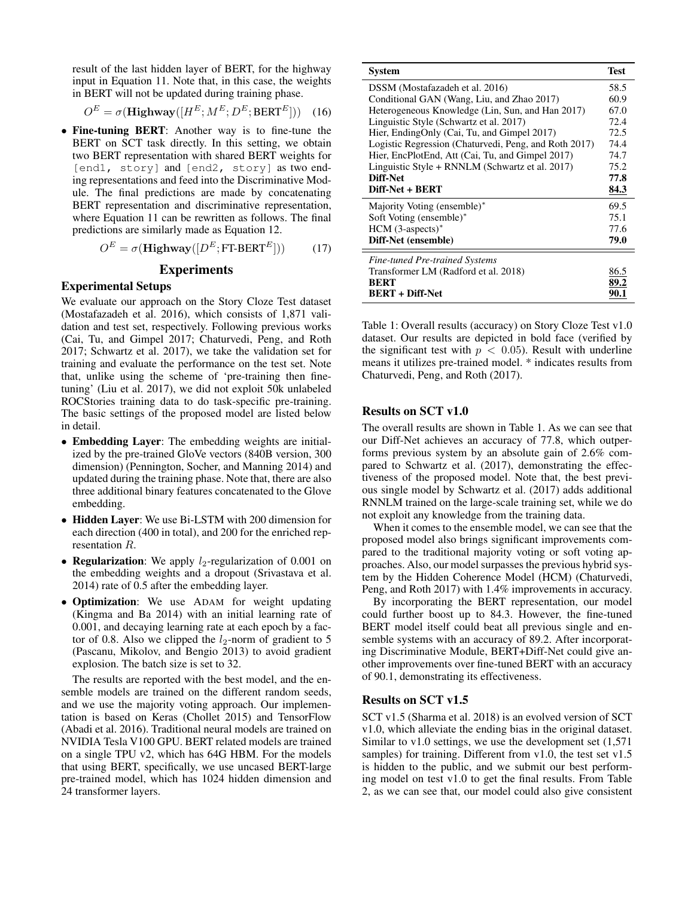result of the last hidden layer of BERT, for the highway input in Equation 11. Note that, in this case, the weights in BERT will not be updated during training phase.

$$O^E = \sigma(\textbf{Highway}([H^E; M^E; D^E; \text{BERT}^E])) \quad (16)$$

- **Fine-tuning BERT**: Another way is to fine-tune the BERT on SCT task directly. In this setting, we obtain two BERT representation with shared BERT weights for `[end1, story]` and `[end2, story]` as two ending representations and feed into the Discriminative Module. The final predictions are made by concatenating BERT representation and discriminative representation, where Equation 11 can be rewritten as follows. The final predictions are similarly made as Equation 12.

$$O^E = \sigma(\textbf{Highway}([D^E; \text{FT-BERT}^E])) \quad (17)$$

## Experiments

### Experimental Setups

We evaluate our approach on the Story Cloze Test dataset (Mostafazadeh et al. 2016), which consists of 1,871 validation and test set, respectively. Following previous works (Cai, Tu, and Gimpel 2017; Chaturvedi, Peng, and Roth 2017; Schwartz et al. 2017), we take the validation set for training and evaluate the performance on the test set. Note that, unlike using the scheme of 'pre-training then fine-tuning' (Liu et al. 2017), we did not exploit 50k unlabeled ROCStories training data to do task-specific pre-training. The basic settings of the proposed model are listed below in detail.

- **Embedding Layer**: The embedding weights are initialized by the pre-trained GloVe vectors (840B version, 300 dimension) (Pennington, Socher, and Manning 2014) and updated during the training phase. Note that, there are also three additional binary features concatenated to the Glove embedding.
- **Hidden Layer**: We use Bi-LSTM with 200 dimension for each direction (400 in total), and 200 for the enriched representation $R$.
- **Regularization**: We apply $l_2$-regularization of 0.001 on the embedding weights and a dropout (Srivastava et al. 2014) rate of 0.5 after the embedding layer.
- **Optimization**: We use ADAM for weight updating (Kingma and Ba 2014) with an initial learning rate of 0.001, and decaying learning rate at each epoch by a factor of 0.8. Also we clipped the $l_2$-norm of gradient to 5 (Pascanu, Mikolov, and Bengio 2013) to avoid gradient explosion. The batch size is set to 32.

The results are reported with the best model, and the ensemble models are trained on the different random seeds, and we use the majority voting approach. Our implementation is based on Keras (Chollet 2015) and TensorFlow (Abadi et al. 2016). Traditional neural models are trained on NVIDIA Tesla V100 GPU. BERT related models are trained on a single TPU v2, which has 64G HBM. For the models that using BERT, specifically, we use uncased BERT-large pre-trained model, which has 1024 hidden dimension and 24 transformer layers.

| System | Test |
|---|---|
| DSSM (Mostafazadeh et al. 2016) | 58.5 |
| Conditional GAN (Wang, Liu, and Zhao 2017) | 60.9 |
| Heterogeneous Knowledge (Lin, Sun, and Han 2017) | 67.0 |
| Linguistic Style (Schwartz et al. 2017) | 72.4 |
| Hier, EndingOnly (Cai, Tu, and Gimpel 2017) | 72.5 |
| Logistic Regression (Chaturvedi, Peng, and Roth 2017) | 74.4 |
| Hier, EncPlotEnd, Att (Cai, Tu, and Gimpel 2017) | 74.7 |
| Linguistic Style + RNNLM (Schwartz et al. 2017) | 75.2 |
| **Diff-Net** | **77.8** |
| **Diff-Net + BERT** | <u>**84.3**</u> |
| Majority Voting (ensemble)* | 69.5 |
| Soft Voting (ensemble)* | 75.1 |
| HCM (3-aspects)* | 77.6 |
| **Diff-Net (ensemble)** | **79.0** |
| *Fine-tuned Pre-trained Systems* | |
| Transformer LM (Radford et al. 2018) | <u>86.5</u> |
| **BERT** | <u>89.2</u> |
| **BERT + Diff-Net** | <u>**90.1**</u> |

Table 1: Overall results (accuracy) on Story Cloze Test v1.0 dataset. Our results are depicted in bold face (verified by the significant test with $p < 0.05$). Result with underline means it utilizes pre-trained model. * indicates results from Chaturvedi, Peng, and Roth (2017).

### Results on SCT v1.0

The overall results are shown in Table 1. As we can see that our Diff-Net achieves an accuracy of 77.8, which outperforms previous system by an absolute gain of 2.6% compared to Schwartz et al. (2017), demonstrating the effectiveness of the proposed model. Note that, the best previous single model by Schwartz et al. (2017) adds additional RNNLM trained on the large-scale training set, while we do not exploit any knowledge from the training data.

When it comes to the ensemble model, we can see that the proposed model also brings significant improvements compared to the traditional majority voting or soft voting approaches. Also, our model surpasses the previous hybrid system by the Hidden Coherence Model (HCM) (Chaturvedi, Peng, and Roth 2017) with 1.4% improvements in accuracy.

By incorporating the BERT representation, our model could further boost up to 84.3. However, the fine-tuned BERT model itself could beat all previous single and ensemble systems with an accuracy of 89.2. After incorporating Discriminative Module, BERT+Diff-Net could give another improvements over fine-tuned BERT with an accuracy of 90.1, demonstrating its effectiveness.

### Results on SCT v1.5

SCT v1.5 (Sharma et al. 2018) is an evolved version of SCT v1.0, which alleviate the ending bias in the original dataset. Similar to v1.0 settings, we use the development set (1,571 samples) for training. Different from v1.0, the test set v1.5 is hidden to the public, and we submit our best performing model on test v1.0 to get the final results. From Table 2, as we can see that, our model could also give consistent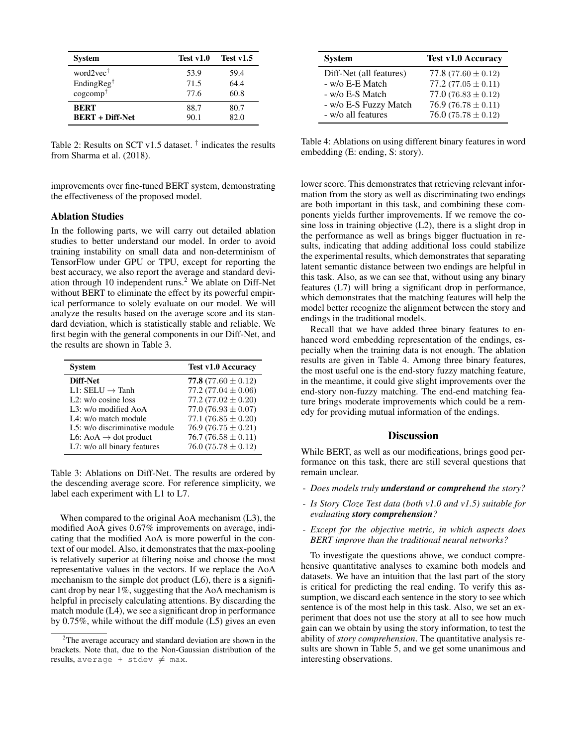| System | Test v1.0 | Test v1.5 |
|---|---|---|
| word2vec[†] | 53.9 | 59.4 |
| EndingReg[†] | 71.5 | 64.4 |
| cogcomp[†] | 77.6 | 60.8 |
| **BERT** | 88.7 | 80.7 |
| **BERT + Diff-Net** | 90.1 | 82.0 |

Table 2: Results on SCT v1.5 dataset. [†] indicates the results from Sharma et al. (2018).

improvements over fine-tuned BERT system, demonstrating the effectiveness of the proposed model.

### Ablation Studies

In the following parts, we will carry out detailed ablation studies to better understand our model. In order to avoid training instability on small data and non-determinism of TensorFlow under GPU or TPU, except for reporting the best accuracy, we also report the average and standard deviation through 10 independent runs.[2] We ablate on Diff-Net without BERT to eliminate the effect by its powerful empirical performance to solely evaluate on our model. We will analyze the results based on the average score and its standard deviation, which is statistically stable and reliable. We first begin with the general components in our Diff-Net, and the results are shown in Table 3.

| System | Test v1.0 Accuracy |
|---|---|
| **Diff-Net** | **77.8** ($77.60 \pm 0.12$) |
| L1: SELU → Tanh | 77.2 ($77.04 \pm 0.06$) |
| L2: w/o cosine loss | 77.2 ($77.02 \pm 0.20$) |
| L3: w/o modified AoA | 77.0 ($76.93 \pm 0.07$) |
| L4: w/o match module | 77.1 ($76.85 \pm 0.20$) |
| L5: w/o discriminative module | 76.9 ($76.75 \pm 0.21$) |
| L6: AoA → dot product | 76.7 ($76.58 \pm 0.11$) |
| L7: w/o all binary features | 76.0 ($75.78 \pm 0.12$) |

Table 3: Ablations on Diff-Net. The results are ordered by the descending average score. For reference simplicity, we label each experiment with L1 to L7.

When compared to the original AoA mechanism (L3), the modified AoA gives 0.67% improvements on average, indicating that the modified AoA is more powerful in the context of our model. Also, it demonstrates that the max-pooling is relatively superior at filtering noise and choose the most representative values in the vectors. If we replace the AoA mechanism to the simple dot product (L6), there is a significant drop by near 1%, suggesting that the AoA mechanism is helpful in precisely calculating attentions. By discarding the match module (L4), we see a significant drop in performance by 0.75%, while without the diff module (L5) gives an even lower score. This demonstrates that retrieving relevant information from the story as well as discriminating two endings are both important in this task, and combining these components yields further improvements. If we remove the cosine loss in training objective (L2), there is a slight drop in the performance as well as brings bigger fluctuation in results, indicating that adding additional loss could stabilize the experimental results, which demonstrates that separating latent semantic distance between two endings are helpful in this task. Also, as we can see that, without using any binary features (L7) will bring a significant drop in performance, which demonstrates that the matching features will help the model better recognize the alignment between the story and endings in the traditional models.

[2] The average accuracy and standard deviation are shown in the brackets. Note that, due to the Non-Gaussian distribution of the results, `average + stdev` $\neq$ `max`.

| System | Test v1.0 Accuracy |
|---|---|
| Diff-Net (all features) | 77.8 ($77.60 \pm 0.12$) |
| - w/o E-E Match | 77.2 ($77.05 \pm 0.11$) |
| - w/o E-S Match | 77.0 ($76.83 \pm 0.12$) |
| - w/o E-S Fuzzy Match | 76.9 ($76.78 \pm 0.11$) |
| - w/o all features | 76.0 ($75.78 \pm 0.12$) |

Table 4: Ablations on using different binary features in word embedding (E: ending, S: story).

Recall that we have added three binary features to enhanced word embedding representation of the endings, especially when the training data is not enough. The ablation results are given in Table 4. Among three binary features, the most useful one is the end-story fuzzy matching feature, in the meantime, it could give slight improvements over the end-story non-fuzzy matching. The end-end matching feature brings moderate improvements which could be a remedy for providing mutual information of the endings.

## Discussion

While BERT, as well as our modifications, brings good performance on this task, there are still several questions that remain unclear.

- *Does models truly **understand or comprehend** the story?*
- *Is Story Cloze Test data (both v1.0 and v1.5) suitable for evaluating **story comprehension**?*
- *Except for the objective metric, in which aspects does BERT improve than the traditional neural networks?*

To investigate the questions above, we conduct comprehensive quantitative analyses to examine both models and datasets. We have an intuition that the last part of the story is critical for predicting the real ending. To verify this assumption, we discard each sentence in the story to see which sentence is of the most help in this task. Also, we set an experiment that does not use the story at all to see how much gain can we obtain by using the story information, to test the ability of *story comprehension*. The quantitative analysis results are shown in Table 5, and we get some unanimous and interesting observations.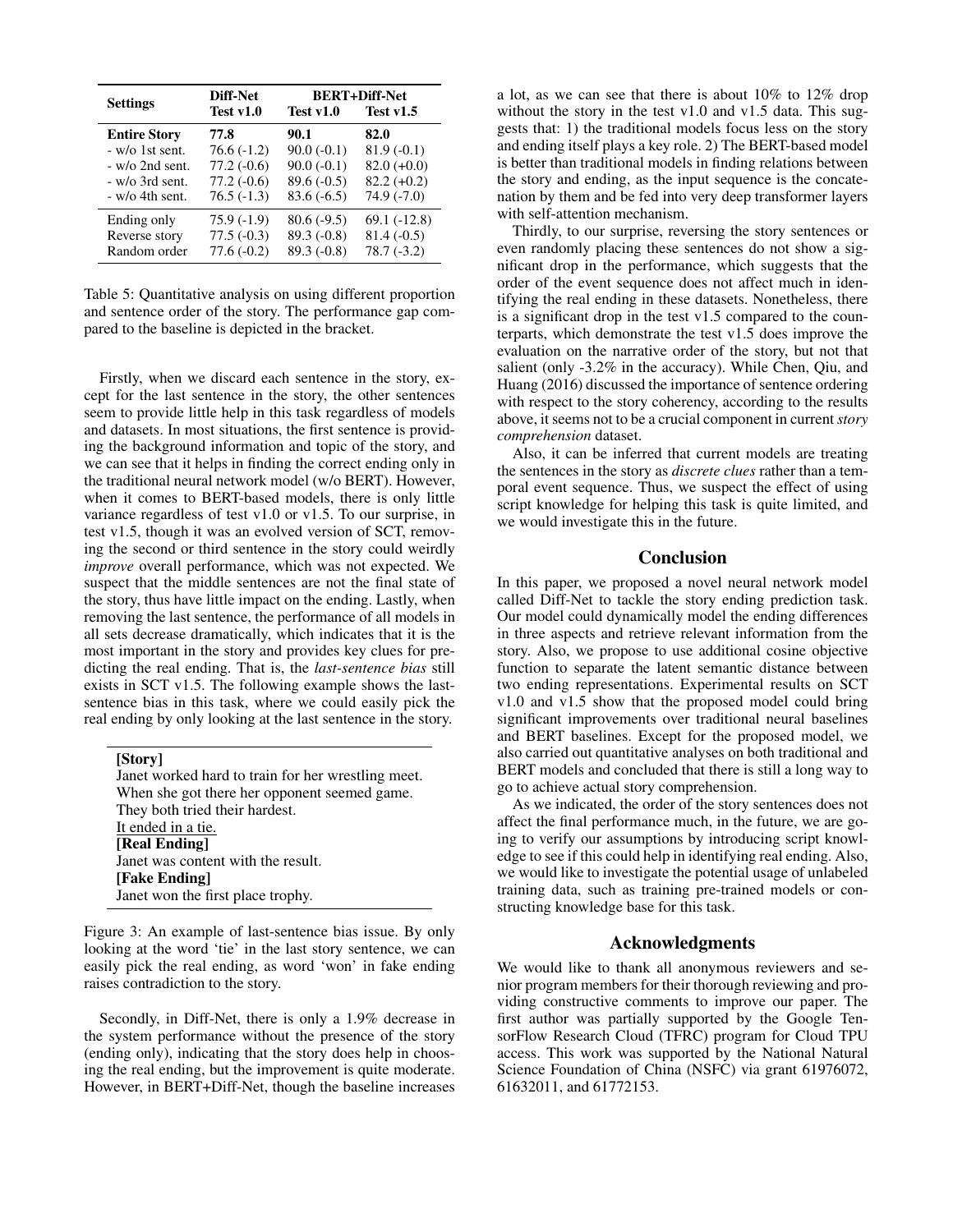| Settings | Diff-Net | BERT+Diff-Net | |
|---|---|---|---|
| | Test v1.0 | Test v1.0 | Test v1.5 |
| **Entire Story** | **77.8** | **90.1** | **82.0** |
| - w/o 1st sent. | 76.6 (-1.2) | 90.0 (-0.1) | 81.9 (-0.1) |
| - w/o 2nd sent. | 77.2 (-0.6) | 90.0 (-0.1) | 82.0 (+0.0) |
| - w/o 3rd sent. | 77.2 (-0.6) | 89.6 (-0.5) | 82.2 (+0.2) |
| - w/o 4th sent. | 76.5 (-1.3) | 83.6 (-6.5) | 74.9 (-7.0) |
| Ending only | 75.9 (-1.9) | 80.6 (-9.5) | 69.1 (-12.8) |
| Reverse story | 77.5 (-0.3) | 89.3 (-0.8) | 81.4 (-0.5) |
| Random order | 77.6 (-0.2) | 89.3 (-0.8) | 78.7 (-3.2) |

Table 5: Quantitative analysis on using different proportion and sentence order of the story. The performance gap compared to the baseline is depicted in the bracket.

Firstly, when we discard each sentence in the story, except for the last sentence in the story, the other sentences seem to provide little help in this task regardless of models and datasets. In most situations, the first sentence is providing the background information and topic of the story, and we can see that it helps in finding the correct ending only in the traditional neural network model (w/o BERT). However, when it comes to BERT-based models, there is only little variance regardless of test v1.0 or v1.5. To our surprise, in test v1.5, though it was an evolved version of SCT, removing the second or third sentence in the story could weirdly *improve* overall performance, which was not expected. We suspect that the middle sentences are not the final state of the story, thus have little impact on the ending. Lastly, when removing the last sentence, the performance of all models in all sets decrease dramatically, which indicates that it is the most important in the story and provides key clues for predicting the real ending. That is, the *last-sentence bias* still exists in SCT v1.5. The following example shows the last-sentence bias in this task, where we could easily pick the real ending by only looking at the last sentence in the story.

**[Story]**
Janet worked hard to train for her wrestling meet.
When she got there her opponent seemed game.
They both tried their hardest.
<u>It ended in a tie.</u>
**[Real Ending]**
Janet was content with the result.
**[Fake Ending]**
Janet won the first place trophy.

Figure 3: An example of last-sentence bias issue. By only looking at the word 'tie' in the last story sentence, we can easily pick the real ending, as word 'won' in fake ending raises contradiction to the story.

Secondly, in Diff-Net, there is only a 1.9% decrease in the system performance without the presence of the story (ending only), indicating that the story does help in choosing the real ending, but the improvement is quite moderate. However, in BERT+Diff-Net, though the baseline increases a lot, as we can see that there is about 10% to 12% drop without the story in the test v1.0 and v1.5 data. This suggests that: 1) the traditional models focus less on the story and ending itself plays a key role. 2) The BERT-based model is better than traditional models in finding relations between the story and ending, as the input sequence is the concatenation by them and be fed into very deep transformer layers with self-attention mechanism.

Thirdly, to our surprise, reversing the story sentences or even randomly placing these sentences do not show a significant drop in the performance, which suggests that the order of the event sequence does not affect much in identifying the real ending in these datasets. Nonetheless, there is a significant drop in the test v1.5 compared to the counterparts, which demonstrate the test v1.5 does improve the evaluation on the narrative order of the story, but not that salient (only -3.2% in the accuracy). While Chen, Qiu, and Huang (2016) discussed the importance of sentence ordering with respect to the story coherency, according to the results above, it seems not to be a crucial component in current *story comprehension* dataset.

Also, it can be inferred that current models are treating the sentences in the story as *discrete clues* rather than a temporal event sequence. Thus, we suspect the effect of using script knowledge for helping this task is quite limited, and we would investigate this in the future.

## Conclusion

In this paper, we proposed a novel neural network model called Diff-Net to tackle the story ending prediction task. Our model could dynamically model the ending differences in three aspects and retrieve relevant information from the story. Also, we propose to use additional cosine objective function to separate the latent semantic distance between two ending representations. Experimental results on SCT v1.0 and v1.5 show that the proposed model could bring significant improvements over traditional neural baselines and BERT baselines. Except for the proposed model, we also carried out quantitative analyses on both traditional and BERT models and concluded that there is still a long way to go to achieve actual story comprehension.

As we indicated, the order of the story sentences does not affect the final performance much, in the future, we are going to verify our assumptions by introducing script knowledge to see if this could help in identifying real ending. Also, we would like to investigate the potential usage of unlabeled training data, such as training pre-trained models or constructing knowledge base for this task.

## Acknowledgments

We would like to thank all anonymous reviewers and senior program members for their thorough reviewing and providing constructive comments to improve our paper. The first author was partially supported by the Google TensorFlow Research Cloud (TFRC) program for Cloud TPU access. This work was supported by the National Natural Science Foundation of China (NSFC) via grant 61976072, 61632011, and 61772153.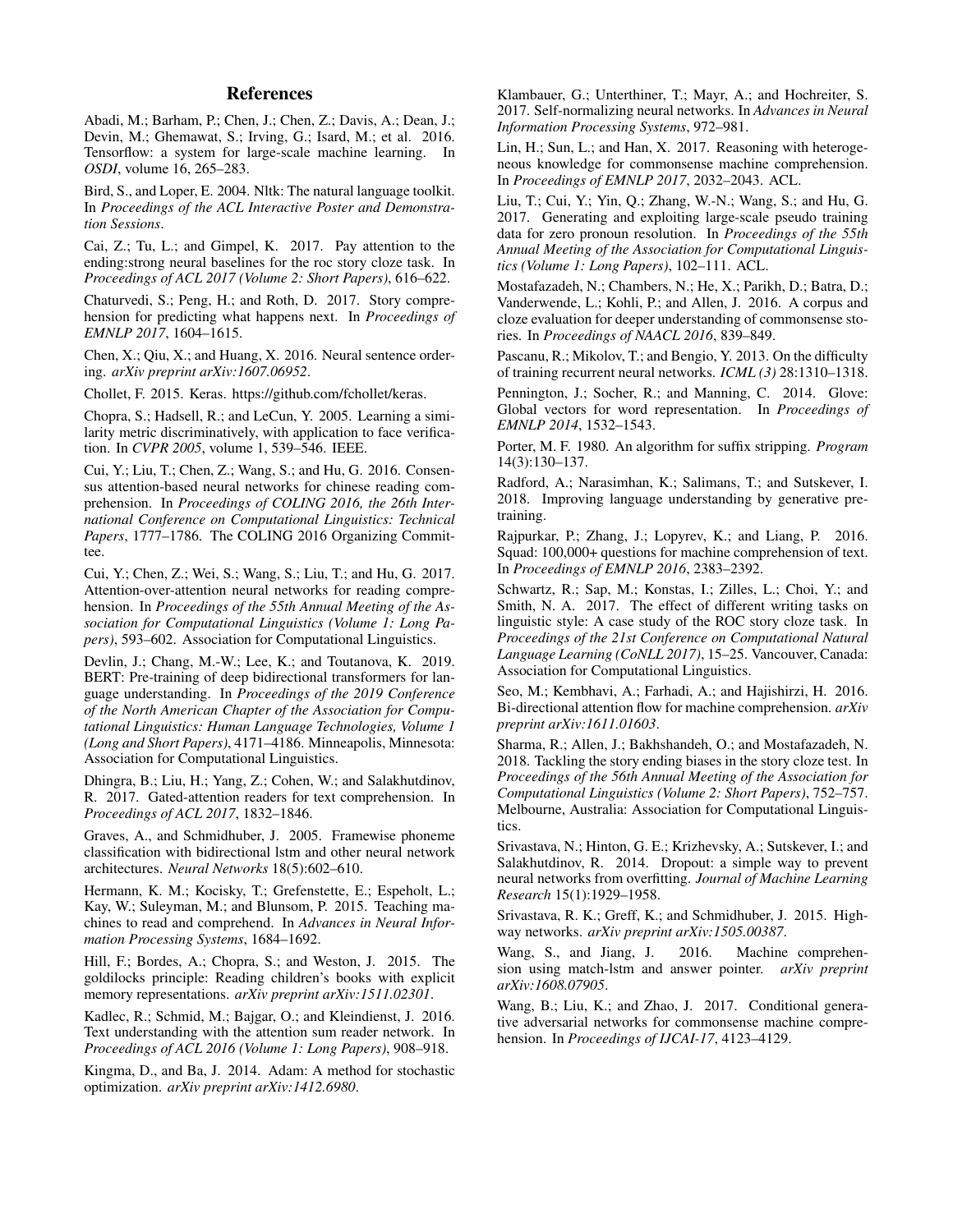## References

Abadi, M.; Barham, P.; Chen, J.; Chen, Z.; Davis, A.; Dean, J.; Devin, M.; Ghemawat, S.; Irving, G.; Isard, M.; et al. 2016. Tensorflow: a system for large-scale machine learning. In *OSDI*, volume 16, 265–283.

Bird, S., and Loper, E. 2004. Nltk: The natural language toolkit. In *Proceedings of the ACL Interactive Poster and Demonstration Sessions*.

Cai, Z.; Tu, L.; and Gimpel, K. 2017. Pay attention to the ending:strong neural baselines for the roc story cloze task. In *Proceedings of ACL 2017 (Volume 2: Short Papers)*, 616–622.

Chaturvedi, S.; Peng, H.; and Roth, D. 2017. Story comprehension for predicting what happens next. In *Proceedings of EMNLP 2017*, 1604–1615.

Chen, X.; Qiu, X.; and Huang, X. 2016. Neural sentence ordering. *arXiv preprint arXiv:1607.06952*.

Chollet, F. 2015. Keras. https://github.com/fchollet/keras.

Chopra, S.; Hadsell, R.; and LeCun, Y. 2005. Learning a similarity metric discriminatively, with application to face verification. In *CVPR 2005*, volume 1, 539–546. IEEE.

Cui, Y.; Liu, T.; Chen, Z.; Wang, S.; and Hu, G. 2016. Consensus attention-based neural networks for chinese reading comprehension. In *Proceedings of COLING 2016, the 26th International Conference on Computational Linguistics: Technical Papers*, 1777–1786. The COLING 2016 Organizing Committee.

Cui, Y.; Chen, Z.; Wei, S.; Wang, S.; Liu, T.; and Hu, G. 2017. Attention-over-attention neural networks for reading comprehension. In *Proceedings of the 55th Annual Meeting of the Association for Computational Linguistics (Volume 1: Long Papers)*, 593–602. Association for Computational Linguistics.

Devlin, J.; Chang, M.-W.; Lee, K.; and Toutanova, K. 2019. BERT: Pre-training of deep bidirectional transformers for language understanding. In *Proceedings of the 2019 Conference of the North American Chapter of the Association for Computational Linguistics: Human Language Technologies, Volume 1 (Long and Short Papers)*, 4171–4186. Minneapolis, Minnesota: Association for Computational Linguistics.

Dhingra, B.; Liu, H.; Yang, Z.; Cohen, W.; and Salakhutdinov, R. 2017. Gated-attention readers for text comprehension. In *Proceedings of ACL 2017*, 1832–1846.

Graves, A., and Schmidhuber, J. 2005. Framewise phoneme classification with bidirectional lstm and other neural network architectures. *Neural Networks* 18(5):602–610.

Hermann, K. M.; Kocisky, T.; Grefenstette, E.; Espeholt, L.; Kay, W.; Suleyman, M.; and Blunsom, P. 2015. Teaching machines to read and comprehend. In *Advances in Neural Information Processing Systems*, 1684–1692.

Hill, F.; Bordes, A.; Chopra, S.; and Weston, J. 2015. The goldilocks principle: Reading children's books with explicit memory representations. *arXiv preprint arXiv:1511.02301*.

Kadlec, R.; Schmid, M.; Bajgar, O.; and Kleindienst, J. 2016. Text understanding with the attention sum reader network. In *Proceedings of ACL 2016 (Volume 1: Long Papers)*, 908–918.

Kingma, D., and Ba, J. 2014. Adam: A method for stochastic optimization. *arXiv preprint arXiv:1412.6980*.

Klambauer, G.; Unterthiner, T.; Mayr, A.; and Hochreiter, S. 2017. Self-normalizing neural networks. In *Advances in Neural Information Processing Systems*, 972–981.

Lin, H.; Sun, L.; and Han, X. 2017. Reasoning with heterogeneous knowledge for commonsense machine comprehension. In *Proceedings of EMNLP 2017*, 2032–2043. ACL.

Liu, T.; Cui, Y.; Yin, Q.; Zhang, W.-N.; Wang, S.; and Hu, G. 2017. Generating and exploiting large-scale pseudo training data for zero pronoun resolution. In *Proceedings of the 55th Annual Meeting of the Association for Computational Linguistics (Volume 1: Long Papers)*, 102–111. ACL.

Mostafazadeh, N.; Chambers, N.; He, X.; Parikh, D.; Batra, D.; Vanderwende, L.; Kohli, P.; and Allen, J. 2016. A corpus and cloze evaluation for deeper understanding of commonsense stories. In *Proceedings of NAACL 2016*, 839–849.

Pascanu, R.; Mikolov, T.; and Bengio, Y. 2013. On the difficulty of training recurrent neural networks. *ICML (3)* 28:1310–1318.

Pennington, J.; Socher, R.; and Manning, C. 2014. Glove: Global vectors for word representation. In *Proceedings of EMNLP 2014*, 1532–1543.

Porter, M. F. 1980. An algorithm for suffix stripping. *Program* 14(3):130–137.

Radford, A.; Narasimhan, K.; Salimans, T.; and Sutskever, I. 2018. Improving language understanding by generative pre-training.

Rajpurkar, P.; Zhang, J.; Lopyrev, K.; and Liang, P. 2016. Squad: 100,000+ questions for machine comprehension of text. In *Proceedings of EMNLP 2016*, 2383–2392.

Schwartz, R.; Sap, M.; Konstas, I.; Zilles, L.; Choi, Y.; and Smith, N. A. 2017. The effect of different writing tasks on linguistic style: A case study of the ROC story cloze task. In *Proceedings of the 21st Conference on Computational Natural Language Learning (CoNLL 2017)*, 15–25. Vancouver, Canada: Association for Computational Linguistics.

Seo, M.; Kembhavi, A.; Farhadi, A.; and Hajishirzi, H. 2016. Bi-directional attention flow for machine comprehension. *arXiv preprint arXiv:1611.01603*.

Sharma, R.; Allen, J.; Bakhshandeh, O.; and Mostafazadeh, N. 2018. Tackling the story ending biases in the story cloze test. In *Proceedings of the 56th Annual Meeting of the Association for Computational Linguistics (Volume 2: Short Papers)*, 752–757. Melbourne, Australia: Association for Computational Linguistics.

Srivastava, N.; Hinton, G. E.; Krizhevsky, A.; Sutskever, I.; and Salakhutdinov, R. 2014. Dropout: a simple way to prevent neural networks from overfitting. *Journal of Machine Learning Research* 15(1):1929–1958.

Srivastava, R. K.; Greff, K.; and Schmidhuber, J. 2015. Highway networks. *arXiv preprint arXiv:1505.00387*.

Wang, S., and Jiang, J. 2016. Machine comprehension using match-lstm and answer pointer. *arXiv preprint arXiv:1608.07905*.

Wang, B.; Liu, K.; and Zhao, J. 2017. Conditional generative adversarial networks for commonsense machine comprehension. In *Proceedings of IJCAI-17*, 4123–4129.